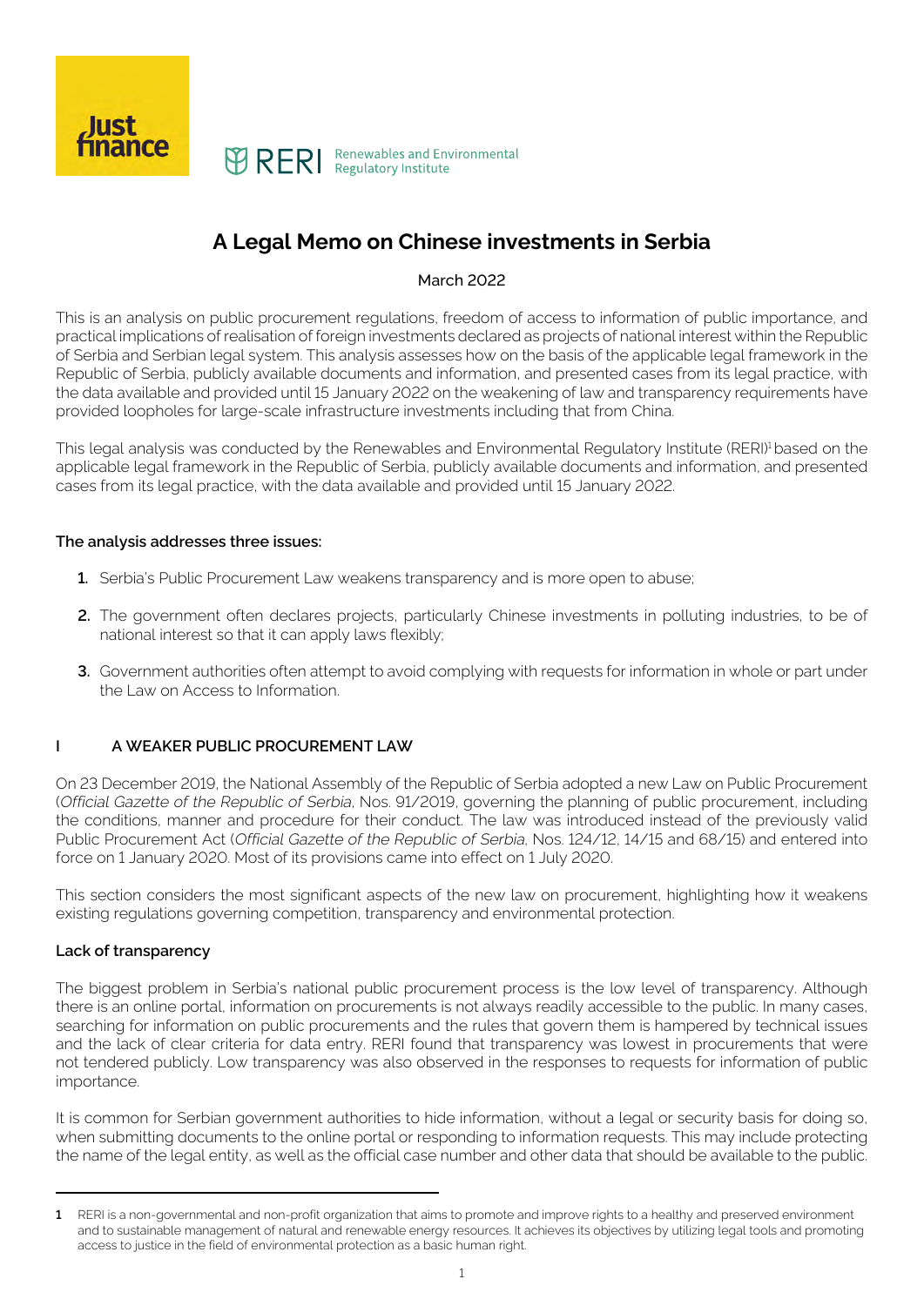Just finance

RERI Renewables and Environmental Regulatory Institute

# A Legal Memo on Chinese investments in Serbia

March 2022

This is an analysis on public procurement regulations, freedom of access to information of public importance, and practical implications of realisation of foreign investments declared as projects of national interest within the Republic of Serbia and Serbian legal system. This analysis assesses how on the basis of the applicable legal framework in the Republic of Serbia, publicly available documents and information, and presented cases from its legal practice, with the data available and provided until 15 January 2022 on the weakening of law and transparency requirements have provided loopholes for large-scale infrastructure investments including that from China.

This legal analysis was conducted by the Renewables and Environmental Regulatory Institute (RERI)[1] based on the applicable legal framework in the Republic of Serbia, publicly available documents and information, and presented cases from its legal practice, with the data available and provided until 15 January 2022.

**The analysis addresses three issues:**

1. Serbia's Public Procurement Law weakens transparency and is more open to abuse;
2. The government often declares projects, particularly Chinese investments in polluting industries, to be of national interest so that it can apply laws flexibly;
3. Government authorities often attempt to avoid complying with requests for information in whole or part under the Law on Access to Information.

## I A WEAKER PUBLIC PROCUREMENT LAW

On 23 December 2019, the National Assembly of the Republic of Serbia adopted a new Law on Public Procurement (*Official Gazette of the Republic of Serbia*, Nos. 91/2019, governing the planning of public procurement, including the conditions, manner and procedure for their conduct. The law was introduced instead of the previously valid Public Procurement Act (*Official Gazette of the Republic of Serbia*, Nos. 124/12, 14/15 and 68/15) and entered into force on 1 January 2020. Most of its provisions came into effect on 1 July 2020.

This section considers the most significant aspects of the new law on procurement, highlighting how it weakens existing regulations governing competition, transparency and environmental protection.

### Lack of transparency

The biggest problem in Serbia's national public procurement process is the low level of transparency. Although there is an online portal, information on procurements is not always readily accessible to the public. In many cases, searching for information on public procurements and the rules that govern them is hampered by technical issues and the lack of clear criteria for data entry. RERI found that transparency was lowest in procurements that were not tendered publicly. Low transparency was also observed in the responses to requests for information of public importance.

It is common for Serbian government authorities to hide information, without a legal or security basis for doing so, when submitting documents to the online portal or responding to information requests. This may include protecting the name of the legal entity, as well as the official case number and other data that should be available to the public.

---

[1] RERI is a non-governmental and non-profit organization that aims to promote and improve rights to a healthy and preserved environment and to sustainable management of natural and renewable energy resources. It achieves its objectives by utilizing legal tools and promoting access to justice in the field of environmental protection as a basic human right.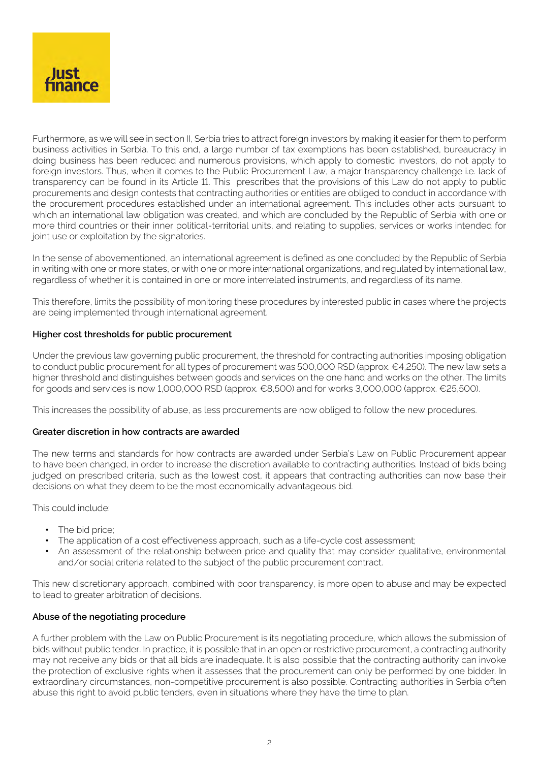Furthermore, as we will see in section II, Serbia tries to attract foreign investors by making it easier for them to perform business activities in Serbia. To this end, a large number of tax exemptions has been established, bureaucracy in doing business has been reduced and numerous provisions, which apply to domestic investors, do not apply to foreign investors. Thus, when it comes to the Public Procurement Law, a major transparency challenge i.e. lack of transparency can be found in its Article 11. This prescribes that the provisions of this Law do not apply to public procurements and design contests that contracting authorities or entities are obliged to conduct in accordance with the procurement procedures established under an international agreement. This includes other acts pursuant to which an international law obligation was created, and which are concluded by the Republic of Serbia with one or more third countries or their inner political-territorial units, and relating to supplies, services or works intended for joint use or exploitation by the signatories.

In the sense of abovementioned, an international agreement is defined as one concluded by the Republic of Serbia in writing with one or more states, or with one or more international organizations, and regulated by international law, regardless of whether it is contained in one or more interrelated instruments, and regardless of its name.

This therefore, limits the possibility of monitoring these procedures by interested public in cases where the projects are being implemented through international agreement.

**Higher cost thresholds for public procurement**

Under the previous law governing public procurement, the threshold for contracting authorities imposing obligation to conduct public procurement for all types of procurement was 500,000 RSD (approx. €4,250). The new law sets a higher threshold and distinguishes between goods and services on the one hand and works on the other. The limits for goods and services is now 1,000,000 RSD (approx. €8,500) and for works 3,000,000 (approx. €25,500).

This increases the possibility of abuse, as less procurements are now obliged to follow the new procedures.

**Greater discretion in how contracts are awarded**

The new terms and standards for how contracts are awarded under Serbia's Law on Public Procurement appear to have been changed, in order to increase the discretion available to contracting authorities. Instead of bids being judged on prescribed criteria, such as the lowest cost, it appears that contracting authorities can now base their decisions on what they deem to be the most economically advantageous bid.

This could include:

- The bid price;
- The application of a cost effectiveness approach, such as a life-cycle cost assessment;
- An assessment of the relationship between price and quality that may consider qualitative, environmental and/or social criteria related to the subject of the public procurement contract.

This new discretionary approach, combined with poor transparency, is more open to abuse and may be expected to lead to greater arbitration of decisions.

**Abuse of the negotiating procedure**

A further problem with the Law on Public Procurement is its negotiating procedure, which allows the submission of bids without public tender. In practice, it is possible that in an open or restrictive procurement, a contracting authority may not receive any bids or that all bids are inadequate. It is also possible that the contracting authority can invoke the protection of exclusive rights when it assesses that the procurement can only be performed by one bidder. In extraordinary circumstances, non-competitive procurement is also possible. Contracting authorities in Serbia often abuse this right to avoid public tenders, even in situations where they have the time to plan.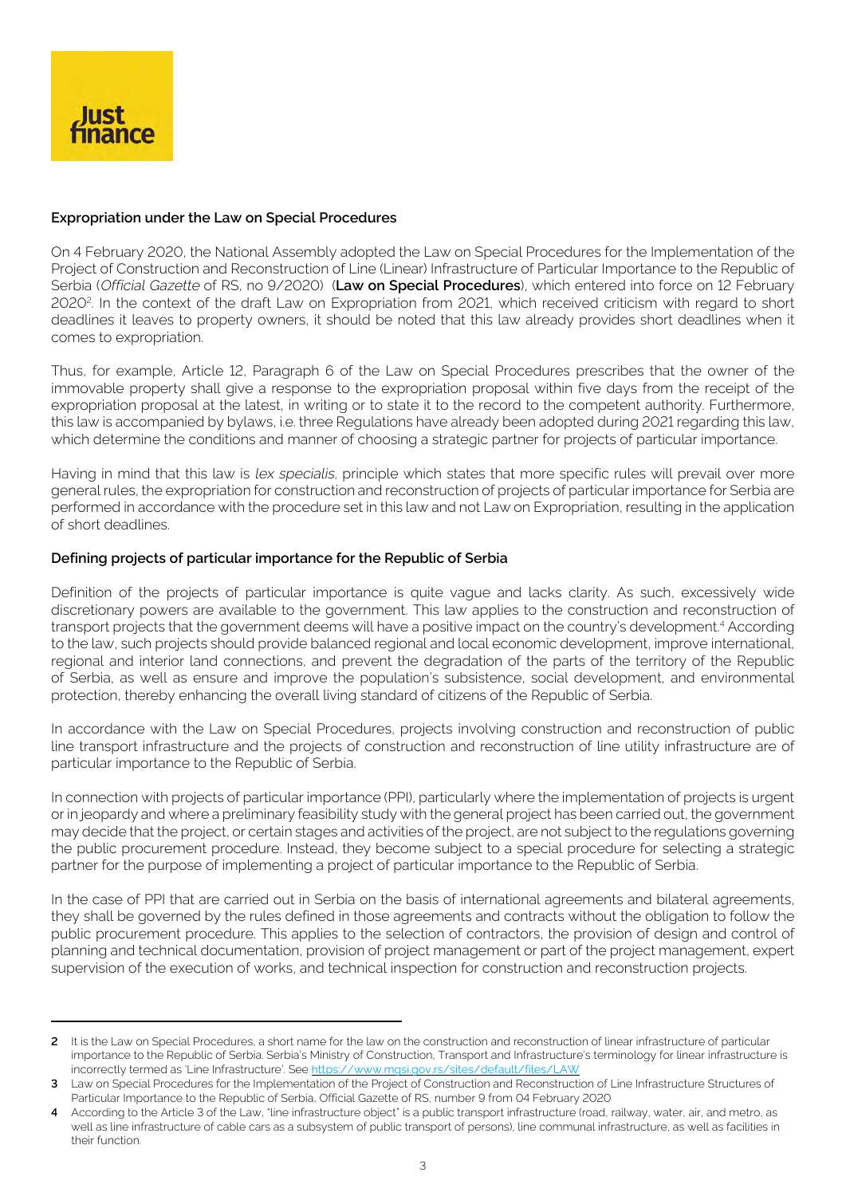### Expropriation under the Law on Special Procedures

On 4 February 2020, the National Assembly adopted the Law on Special Procedures for the Implementation of the Project of Construction and Reconstruction of Line (Linear) Infrastructure of Particular Importance to the Republic of Serbia (*Official Gazette* of RS, no 9/2020) (**Law on Special Procedures**), which entered into force on 12 February 2020[2]. In the context of the draft Law on Expropriation from 2021, which received criticism with regard to short deadlines it leaves to property owners, it should be noted that this law already provides short deadlines when it comes to expropriation.

Thus, for example, Article 12, Paragraph 6 of the Law on Special Procedures prescribes that the owner of the immovable property shall give a response to the expropriation proposal within five days from the receipt of the expropriation proposal at the latest, in writing or to state it to the record to the competent authority. Furthermore, this law is accompanied by bylaws, i.e. three Regulations have already been adopted during 2021 regarding this law, which determine the conditions and manner of choosing a strategic partner for projects of particular importance.

Having in mind that this law is *lex specialis*, principle which states that more specific rules will prevail over more general rules, the expropriation for construction and reconstruction of projects of particular importance for Serbia are performed in accordance with the procedure set in this law and not Law on Expropriation, resulting in the application of short deadlines.

### Defining projects of particular importance for the Republic of Serbia

Definition of the projects of particular importance is quite vague and lacks clarity. As such, excessively wide discretionary powers are available to the government. This law applies to the construction and reconstruction of transport projects that the government deems will have a positive impact on the country's development.[4] According to the law, such projects should provide balanced regional and local economic development, improve international, regional and interior land connections, and prevent the degradation of the parts of the territory of the Republic of Serbia, as well as ensure and improve the population's subsistence, social development, and environmental protection, thereby enhancing the overall living standard of citizens of the Republic of Serbia.

In accordance with the Law on Special Procedures, projects involving construction and reconstruction of public line transport infrastructure and the projects of construction and reconstruction of line utility infrastructure are of particular importance to the Republic of Serbia.

In connection with projects of particular importance (PPI), particularly where the implementation of projects is urgent or in jeopardy and where a preliminary feasibility study with the general project has been carried out, the government may decide that the project, or certain stages and activities of the project, are not subject to the regulations governing the public procurement procedure. Instead, they become subject to a special procedure for selecting a strategic partner for the purpose of implementing a project of particular importance to the Republic of Serbia.

In the case of PPI that are carried out in Serbia on the basis of international agreements and bilateral agreements, they shall be governed by the rules defined in those agreements and contracts without the obligation to follow the public procurement procedure. This applies to the selection of contractors, the provision of design and control of planning and technical documentation, provision of project management or part of the project management, expert supervision of the execution of works, and technical inspection for construction and reconstruction projects.

---

**2** It is the Law on Special Procedures, a short name for the law on the construction and reconstruction of linear infrastructure of particular importance to the Republic of Serbia. Serbia's Ministry of Construction, Transport and Infrastructure's terminology for linear infrastructure is incorrectly termed as 'Line Infrastructure'. See https://www.mgsi.gov.rs/sites/default/files/LAW

**3** Law on Special Procedures for the Implementation of the Project of Construction and Reconstruction of Line Infrastructure Structures of Particular Importance to the Republic of Serbia, Official Gazette of RS, number 9 from 04 February 2020

**4** According to the Article 3 of the Law, "line infrastructure object" is a public transport infrastructure (road, railway, water, air, and metro, as well as line infrastructure of cable cars as a subsystem of public transport of persons), line communal infrastructure, as well as facilities in their function.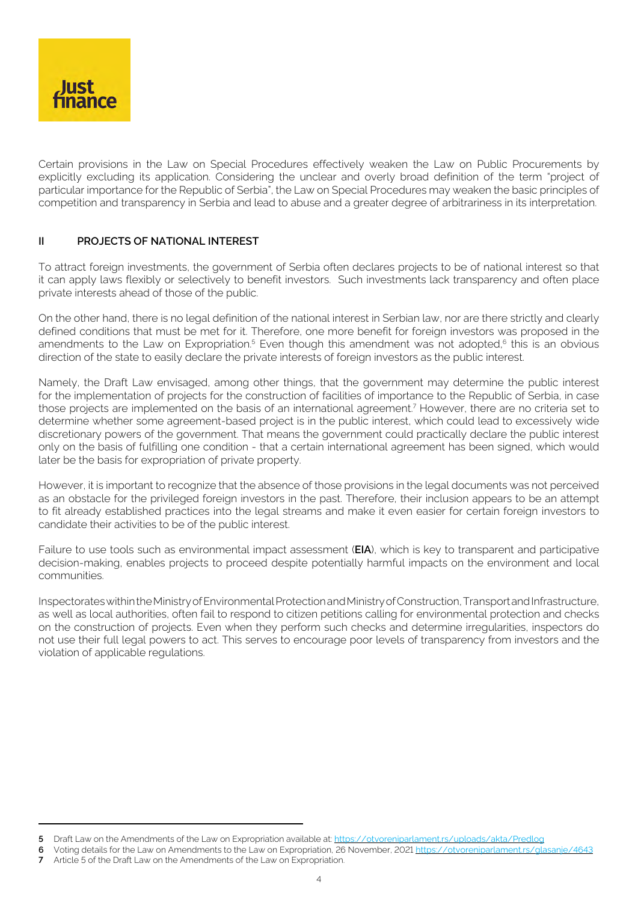Certain provisions in the Law on Special Procedures effectively weaken the Law on Public Procurements by explicitly excluding its application. Considering the unclear and overly broad definition of the term "project of particular importance for the Republic of Serbia", the Law on Special Procedures may weaken the basic principles of competition and transparency in Serbia and lead to abuse and a greater degree of arbitrariness in its interpretation.

## II PROJECTS OF NATIONAL INTEREST

To attract foreign investments, the government of Serbia often declares projects to be of national interest so that it can apply laws flexibly or selectively to benefit investors. Such investments lack transparency and often place private interests ahead of those of the public.

On the other hand, there is no legal definition of the national interest in Serbian law, nor are there strictly and clearly defined conditions that must be met for it. Therefore, one more benefit for foreign investors was proposed in the amendments to the Law on Expropriation.[5] Even though this amendment was not adopted,[6] this is an obvious direction of the state to easily declare the private interests of foreign investors as the public interest.

Namely, the Draft Law envisaged, among other things, that the government may determine the public interest for the implementation of projects for the construction of facilities of importance to the Republic of Serbia, in case those projects are implemented on the basis of an international agreement.[7] However, there are no criteria set to determine whether some agreement-based project is in the public interest, which could lead to excessively wide discretionary powers of the government. That means the government could practically declare the public interest only on the basis of fulfilling one condition - that a certain international agreement has been signed, which would later be the basis for expropriation of private property.

However, it is important to recognize that the absence of those provisions in the legal documents was not perceived as an obstacle for the privileged foreign investors in the past. Therefore, their inclusion appears to be an attempt to fit already established practices into the legal streams and make it even easier for certain foreign investors to candidate their activities to be of the public interest.

Failure to use tools such as environmental impact assessment (**EIA**), which is key to transparent and participative decision-making, enables projects to proceed despite potentially harmful impacts on the environment and local communities.

Inspectorates within the Ministry of Environmental Protection and Ministry of Construction, Transport and Infrastructure, as well as local authorities, often fail to respond to citizen petitions calling for environmental protection and checks on the construction of projects. Even when they perform such checks and determine irregularities, inspectors do not use their full legal powers to act. This serves to encourage poor levels of transparency from investors and the violation of applicable regulations.

---

**5** Draft Law on the Amendments of the Law on Expropriation available at: https://otvoreniparlament.rs/uploads/akta/Predlog

**6** Voting details for the Law on Amendments to the Law on Expropriation, 26 November, 2021 https://otvoreniparlament.rs/glasanje/4643

**7** Article 5 of the Draft Law on the Amendments of the Law on Expropriation.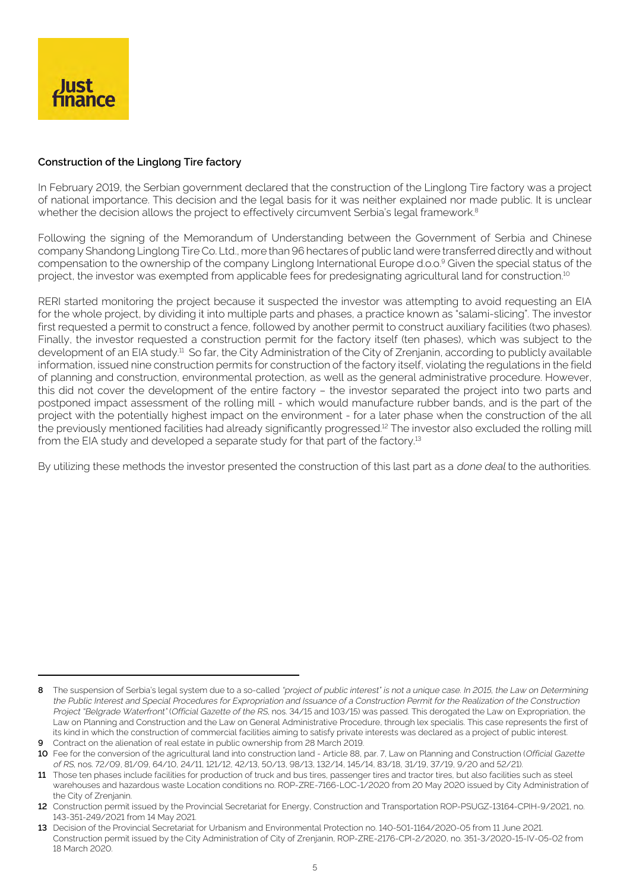### Construction of the Linglong Tire factory

In February 2019, the Serbian government declared that the construction of the Linglong Tire factory was a project of national importance. This decision and the legal basis for it was neither explained nor made public. It is unclear whether the decision allows the project to effectively circumvent Serbia's legal framework.[8]

Following the signing of the Memorandum of Understanding between the Government of Serbia and Chinese company Shandong Linglong Tire Co. Ltd., more than 96 hectares of public land were transferred directly and without compensation to the ownership of the company Linglong International Europe d.o.o.[9] Given the special status of the project, the investor was exempted from applicable fees for predesignating agricultural land for construction.[10]

RERI started monitoring the project because it suspected the investor was attempting to avoid requesting an EIA for the whole project, by dividing it into multiple parts and phases, a practice known as "salami-slicing". The investor first requested a permit to construct a fence, followed by another permit to construct auxiliary facilities (two phases). Finally, the investor requested a construction permit for the factory itself (ten phases), which was subject to the development of an EIA study.[11] So far, the City Administration of the City of Zrenjanin, according to publicly available information, issued nine construction permits for construction of the factory itself, violating the regulations in the field of planning and construction, environmental protection, as well as the general administrative procedure. However, this did not cover the development of the entire factory – the investor separated the project into two parts and postponed impact assessment of the rolling mill - which would manufacture rubber bands, and is the part of the project with the potentially highest impact on the environment - for a later phase when the construction of the all the previously mentioned facilities had already significantly progressed.[12] The investor also excluded the rolling mill from the EIA study and developed a separate study for that part of the factory.[13]

By utilizing these methods the investor presented the construction of this last part as a *done deal* to the authorities.

---

**8** The suspension of Serbia's legal system due to a so-called *"project of public interest" is not a unique case. In 2015, the Law on Determining the Public Interest and Special Procedures for Expropriation and Issuance of a Construction Permit for the Realization of the Construction Project "Belgrade Waterfront"* (*Official Gazette of the RS*, nos. 34/15 and 103/15) was passed. This derogated the Law on Expropriation, the Law on Planning and Construction and the Law on General Administrative Procedure, through lex specialis. This case represents the first of its kind in which the construction of commercial facilities aiming to satisfy private interests was declared as a project of public interest.

**9** Contract on the alienation of real estate in public ownership from 28 March 2019.

**10** Fee for the conversion of the agricultural land into construction land - Article 88, par. 7, Law on Planning and Construction (*Official Gazette of RS*, nos. 72/09, 81/09, 64/10, 24/11, 121/12, 42/13, 50/13, 98/13, 132/14, 145/14, 83/18, 31/19, 37/19, 9/20 and 52/21).

**11** Those ten phases include facilities for production of truck and bus tires, passenger tires and tractor tires, but also facilities such as steel warehouses and hazardous waste Location conditions no. ROP-ZRE-7166-LOC-1/2020 from 20 May 2020 issued by City Administration of the City of Zrenjanin.

**12** Construction permit issued by the Provincial Secretariat for Energy, Construction and Transportation ROP-PSUGZ-13164-CPIH-9/2021, no. 143-351-249/2021 from 14 May 2021.

**13** Decision of the Provincial Secretariat for Urbanism and Environmental Protection no. 140-501-1164/2020-05 from 11 June 2021. Construction permit issued by the City Administration of City of Zrenjanin, ROP-ZRE-2176-CPI-2/2020, no. 351-3/2020-15-IV-05-02 from 18 March 2020.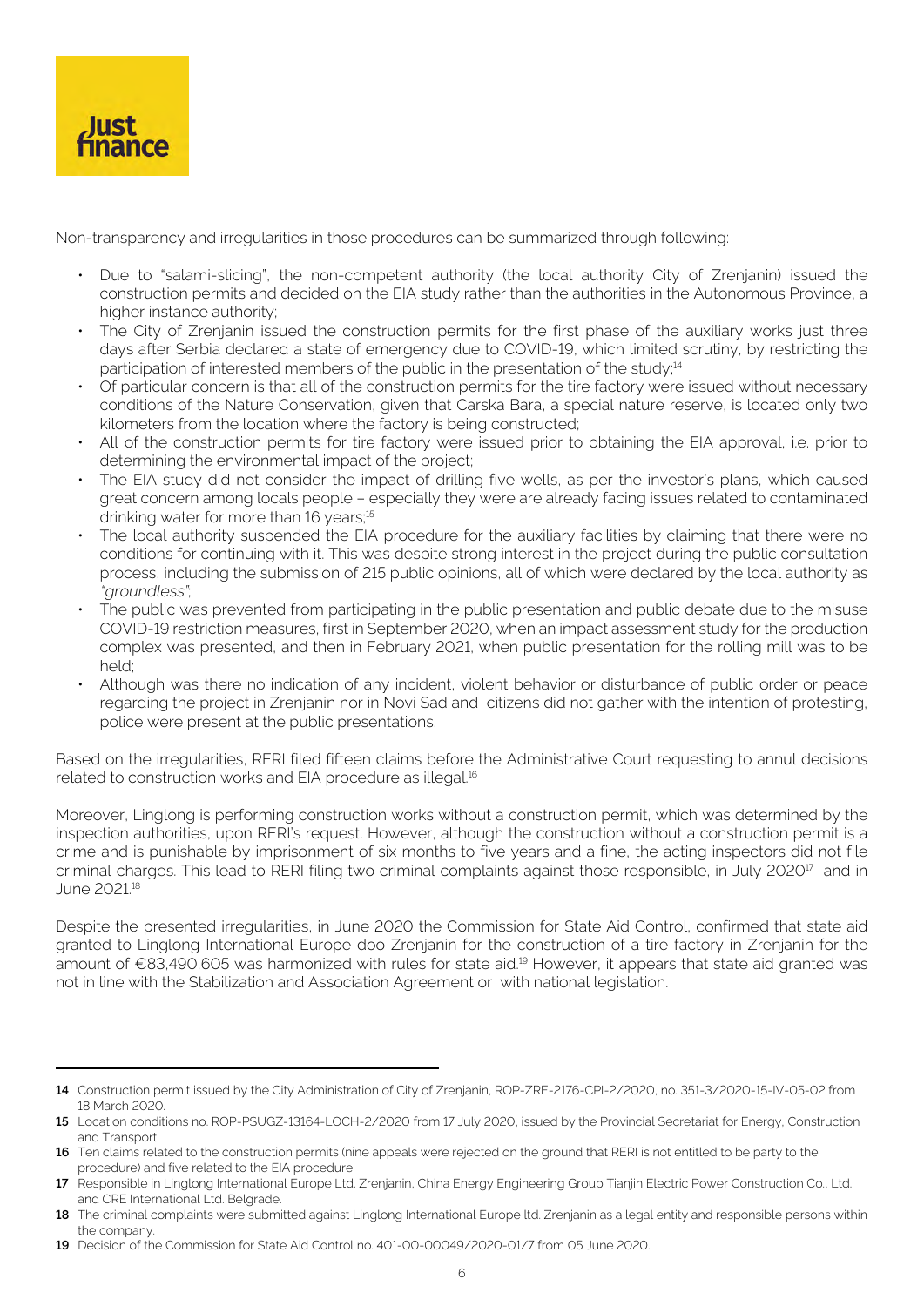Non-transparency and irregularities in those procedures can be summarized through following:

- Due to "salami-slicing", the non-competent authority (the local authority City of Zrenjanin) issued the construction permits and decided on the EIA study rather than the authorities in the Autonomous Province, a higher instance authority;
- The City of Zrenjanin issued the construction permits for the first phase of the auxiliary works just three days after Serbia declared a state of emergency due to COVID-19, which limited scrutiny, by restricting the participation of interested members of the public in the presentation of the study;[14]
- Of particular concern is that all of the construction permits for the tire factory were issued without necessary conditions of the Nature Conservation, given that Carska Bara, a special nature reserve, is located only two kilometers from the location where the factory is being constructed;
- All of the construction permits for tire factory were issued prior to obtaining the EIA approval, i.e. prior to determining the environmental impact of the project;
- The EIA study did not consider the impact of drilling five wells, as per the investor's plans, which caused great concern among locals people – especially they were are already facing issues related to contaminated drinking water for more than 16 years;[15]
- The local authority suspended the EIA procedure for the auxiliary facilities by claiming that there were no conditions for continuing with it. This was despite strong interest in the project during the public consultation process, including the submission of 215 public opinions, all of which were declared by the local authority as *"groundless"*;
- The public was prevented from participating in the public presentation and public debate due to the misuse COVID-19 restriction measures, first in September 2020, when an impact assessment study for the production complex was presented, and then in February 2021, when public presentation for the rolling mill was to be held;
- Although was there no indication of any incident, violent behavior or disturbance of public order or peace regarding the project in Zrenjanin nor in Novi Sad and citizens did not gather with the intention of protesting, police were present at the public presentations.

Based on the irregularities, RERI filed fifteen claims before the Administrative Court requesting to annul decisions related to construction works and EIA procedure as illegal.[16]

Moreover, Linglong is performing construction works without a construction permit, which was determined by the inspection authorities, upon RERI's request. However, although the construction without a construction permit is a crime and is punishable by imprisonment of six months to five years and a fine, the acting inspectors did not file criminal charges. This lead to RERI filing two criminal complaints against those responsible, in July 2020[17] and in June 2021.[18]

Despite the presented irregularities, in June 2020 the Commission for State Aid Control, confirmed that state aid granted to Linglong International Europe doo Zrenjanin for the construction of a tire factory in Zrenjanin for the amount of €83,490,605 was harmonized with rules for state aid.[19] However, it appears that state aid granted was not in line with the Stabilization and Association Agreement or with national legislation.

---

**14** Construction permit issued by the City Administration of City of Zrenjanin, ROP-ZRE-2176-CPI-2/2020, no. 351-3/2020-15-IV-05-02 from 18 March 2020.

**15** Location conditions no. ROP-PSUGZ-13164-LOCH-2/2020 from 17 July 2020, issued by the Provincial Secretariat for Energy, Construction and Transport.

**16** Ten claims related to the construction permits (nine appeals were rejected on the ground that RERI is not entitled to be party to the procedure) and five related to the EIA procedure.

**17** Responsible in Linglong International Europe Ltd. Zrenjanin, China Energy Engineering Group Tianjin Electric Power Construction Co., Ltd. and CRE International Ltd. Belgrade.

**18** The criminal complaints were submitted against Linglong International Europe ltd. Zrenjanin as a legal entity and responsible persons within the company.

**19** Decision of the Commission for State Aid Control no. 401-00-00049/2020-01/7 from 05 June 2020.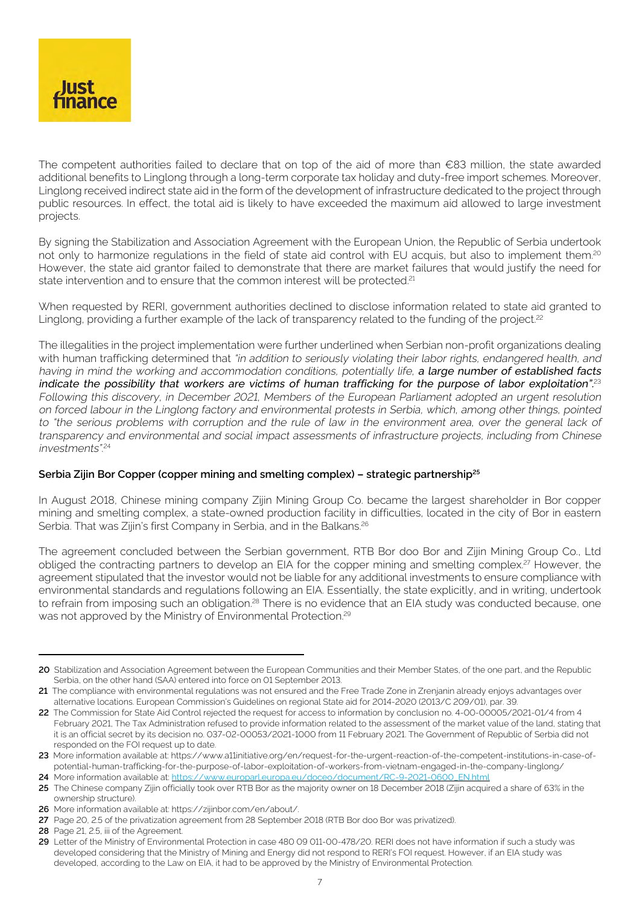The competent authorities failed to declare that on top of the aid of more than €83 million, the state awarded additional benefits to Linglong through a long-term corporate tax holiday and duty-free import schemes. Moreover, Linglong received indirect state aid in the form of the development of infrastructure dedicated to the project through public resources. In effect, the total aid is likely to have exceeded the maximum aid allowed to large investment projects.

By signing the Stabilization and Association Agreement with the European Union, the Republic of Serbia undertook not only to harmonize regulations in the field of state aid control with EU acquis, but also to implement them.[20] However, the state aid grantor failed to demonstrate that there are market failures that would justify the need for state intervention and to ensure that the common interest will be protected.[21]

When requested by RERI, government authorities declined to disclose information related to state aid granted to Linglong, providing a further example of the lack of transparency related to the funding of the project.[22]

The illegalities in the project implementation were further underlined when Serbian non-profit organizations dealing with human trafficking determined that *"in addition to seriously violating their labor rights, endangered health, and having in mind the working and accommodation conditions, potentially life,* ***a large number of established facts indicate the possibility that workers are victims of human trafficking for the purpose of labor exploitation".***[23] *Following this discovery, in December 2021, Members of the European Parliament adopted an urgent resolution on forced labour in the Linglong factory and environmental protests in Serbia, which, among other things, pointed to "the serious problems with corruption and the rule of law in the environment area, over the general lack of transparency and environmental and social impact assessments of infrastructure projects, including from Chinese investments".*[24]

**Serbia Zijin Bor Copper (copper mining and smelting complex) – strategic partnership[25]**

In August 2018, Chinese mining company Zijin Mining Group Co. became the largest shareholder in Bor copper mining and smelting complex, a state-owned production facility in difficulties, located in the city of Bor in eastern Serbia. That was Zijin's first Company in Serbia, and in the Balkans.[26]

The agreement concluded between the Serbian government, RTB Bor doo Bor and Zijin Mining Group Co., Ltd obliged the contracting partners to develop an EIA for the copper mining and smelting complex.[27] However, the agreement stipulated that the investor would not be liable for any additional investments to ensure compliance with environmental standards and regulations following an EIA. Essentially, the state explicitly, and in writing, undertook to refrain from imposing such an obligation.[28] There is no evidence that an EIA study was conducted because, one was not approved by the Ministry of Environmental Protection.[29]

---

**20** Stabilization and Association Agreement between the European Communities and their Member States, of the one part, and the Republic Serbia, on the other hand (SAA) entered into force on 01 September 2013.

**21** The compliance with environmental regulations was not ensured and the Free Trade Zone in Zrenjanin already enjoys advantages over alternative locations. European Commission's Guidelines on regional State aid for 2014-2020 (2013/C 209/01), par. 39.

**22** The Commission for State Aid Control rejected the request for access to information by conclusion no. 4-00-00005/2021-01/4 from 4 February 2021, The Tax Administration refused to provide information related to the assessment of the market value of the land, stating that it is an official secret by its decision no. 037-02-00053/2021-1000 from 11 February 2021. The Government of Republic of Serbia did not responded on the FOI request up to date.

**23** More information available at: https://www.a11initiative.org/en/request-for-the-urgent-reaction-of-the-competent-institutions-in-case-of-potential-human-trafficking-for-the-purpose-of-labor-exploitation-of-workers-from-vietnam-engaged-in-the-company-linglong/

**24** More information available at: https://www.europarl.europa.eu/doceo/document/RC-9-2021-0600_EN.html

**25** The Chinese company Zijin officially took over RTB Bor as the majority owner on 18 December 2018 (Zijin acquired a share of 63% in the ownership structure).

**26** More information available at: https://zijinbor.com/en/about/.

**27** Page 20, 2.5 of the privatization agreement from 28 September 2018 (RTB Bor doo Bor was privatized).

**28** Page 21, 2.5, iii of the Agreement.

**29** Letter of the Ministry of Environmental Protection in case 480 09 011-00-478/20. RERI does not have information if such a study was developed considering that the Ministry of Mining and Energy did not respond to RERI's FOI request. However, if an EIA study was developed, according to the Law on EIA, it had to be approved by the Ministry of Environmental Protection.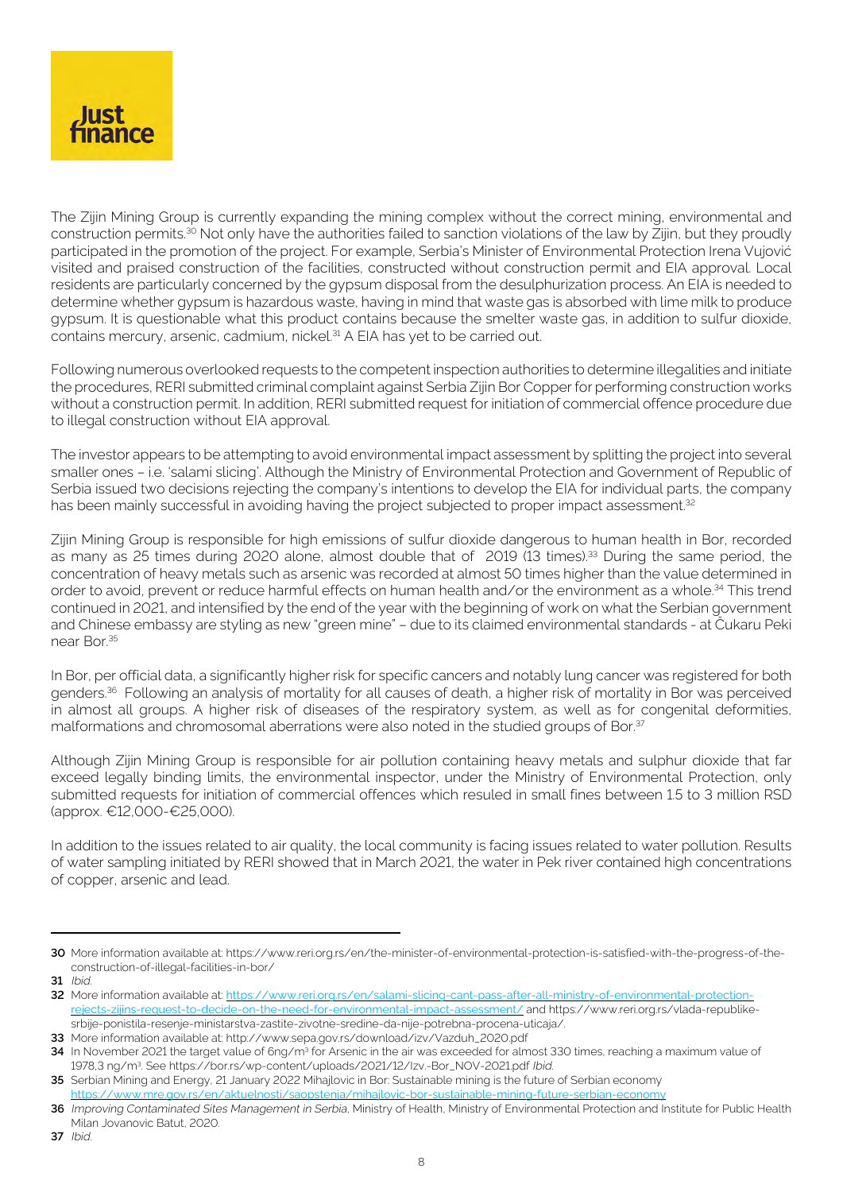The Zijin Mining Group is currently expanding the mining complex without the correct mining, environmental and construction permits.[30] Not only have the authorities failed to sanction violations of the law by Zijin, but they proudly participated in the promotion of the project. For example, Serbia's Minister of Environmental Protection Irena Vujović visited and praised construction of the facilities, constructed without construction permit and EIA approval. Local residents are particularly concerned by the gypsum disposal from the desulphurization process. An EIA is needed to determine whether gypsum is hazardous waste, having in mind that waste gas is absorbed with lime milk to produce gypsum. It is questionable what this product contains because the smelter waste gas, in addition to sulfur dioxide, contains mercury, arsenic, cadmium, nickel.[31] A EIA has yet to be carried out.

Following numerous overlooked requests to the competent inspection authorities to determine illegalities and initiate the procedures, RERI submitted criminal complaint against Serbia Zijin Bor Copper for performing construction works without a construction permit. In addition, RERI submitted request for initiation of commercial offence procedure due to illegal construction without EIA approval.

The investor appears to be attempting to avoid environmental impact assessment by splitting the project into several smaller ones – i.e. 'salami slicing'. Although the Ministry of Environmental Protection and Government of Republic of Serbia issued two decisions rejecting the company's intentions to develop the EIA for individual parts, the company has been mainly successful in avoiding having the project subjected to proper impact assessment.[32]

Zijin Mining Group is responsible for high emissions of sulfur dioxide dangerous to human health in Bor, recorded as many as 25 times during 2020 alone, almost double that of 2019 (13 times).[33] During the same period, the concentration of heavy metals such as arsenic was recorded at almost 50 times higher than the value determined in order to avoid, prevent or reduce harmful effects on human health and/or the environment as a whole.[34] This trend continued in 2021, and intensified by the end of the year with the beginning of work on what the Serbian government and Chinese embassy are styling as new "green mine" – due to its claimed environmental standards - at Čukaru Peki near Bor.[35]

In Bor, per official data, a significantly higher risk for specific cancers and notably lung cancer was registered for both genders.[36] Following an analysis of mortality for all causes of death, a higher risk of mortality in Bor was perceived in almost all groups. A higher risk of diseases of the respiratory system, as well as for congenital deformities, malformations and chromosomal aberrations were also noted in the studied groups of Bor.[37]

Although Zijin Mining Group is responsible for air pollution containing heavy metals and sulphur dioxide that far exceed legally binding limits, the environmental inspector, under the Ministry of Environmental Protection, only submitted requests for initiation of commercial offences which resuled in small fines between 1.5 to 3 million RSD (approx. €12,000-€25,000).

In addition to the issues related to air quality, the local community is facing issues related to water pollution. Results of water sampling initiated by RERI showed that in March 2021, the water in Pek river contained high concentrations of copper, arsenic and lead.

---

**30** More information available at: https://www.reri.org.rs/en/the-minister-of-environmental-protection-is-satisfied-with-the-progress-of-the-construction-of-illegal-facilities-in-bor/

**31** *Ibid.*

**32** More information available at: https://www.reri.org.rs/en/salami-slicing-cant-pass-after-all-ministry-of-environmental-protection-rejects-zijins-request-to-decide-on-the-need-for-environmental-impact-assessment/ and https://www.reri.org.rs/vlada-republike-srbije-ponistila-resenje-ministarstva-zastite-zivotne-sredine-da-nije-potrebna-procena-uticaja/.

**33** More information available at: http://www.sepa.gov.rs/download/izv/Vazduh_2020.pdf

**34** In November 2021 the target value of 6ng/m$^3$ for Arsenic in the air was exceeded for almost 330 times, reaching a maximum value of 1978,3 ng/m$^3$. See https://bor.rs/wp-content/uploads/2021/12/Izv.-Bor_NOV-2021.pdf *Ibid.*

**35** Serbian Mining and Energy, 21 January 2022 Mihajlovic in Bor: Sustainable mining is the future of Serbian economy https://www.mre.gov.rs/en/aktuelnosti/saopstenja/mihajlovic-bor-sustainable-mining-future-serbian-economy

**36** *Improving Contaminated Sites Management in Serbia*, Ministry of Health, Ministry of Environmental Protection and Institute for Public Health Milan Jovanovic Batut, 2020.

**37** *Ibid.*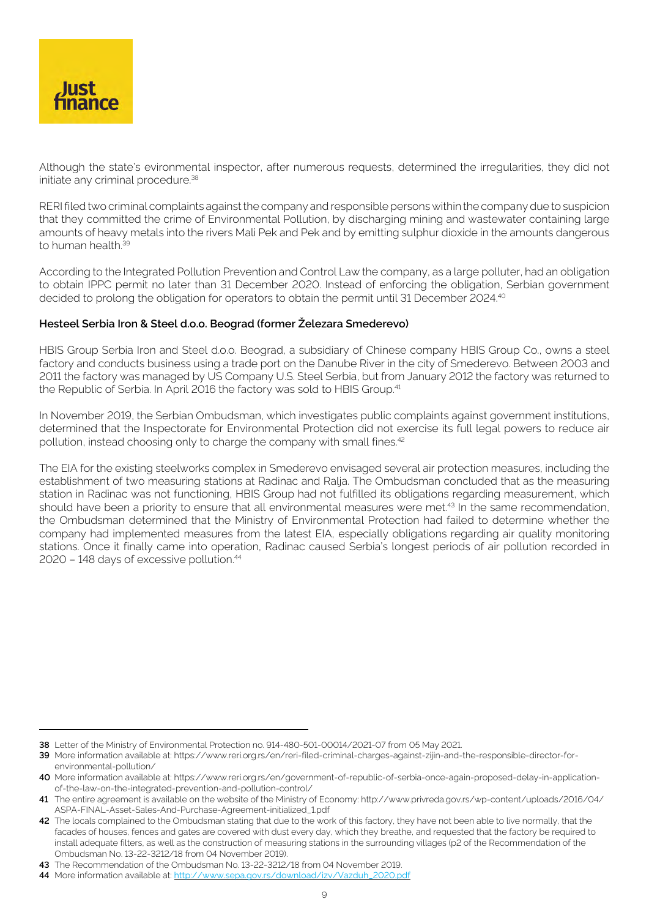Although the state's evironmental inspector, after numerous requests, determined the irregularities, they did not initiate any criminal procedure.[38]

RERI filed two criminal complaints against the company and responsible persons within the company due to suspicion that they committed the crime of Environmental Pollution, by discharging mining and wastewater containing large amounts of heavy metals into the rivers Mali Pek and Pek and by emitting sulphur dioxide in the amounts dangerous to human health.[39]

According to the Integrated Pollution Prevention and Control Law the company, as a large polluter, had an obligation to obtain IPPC permit no later than 31 December 2020. Instead of enforcing the obligation, Serbian government decided to prolong the obligation for operators to obtain the permit until 31 December 2024.[40]

**Hesteel Serbia Iron & Steel d.o.o. Beograd (former Železara Smederevo)**

HBIS Group Serbia Iron and Steel d.o.o. Beograd, a subsidiary of Chinese company HBIS Group Co., owns a steel factory and conducts business using a trade port on the Danube River in the city of Smederevo. Between 2003 and 2011 the factory was managed by US Company U.S. Steel Serbia, but from January 2012 the factory was returned to the Republic of Serbia. In April 2016 the factory was sold to HBIS Group.[41]

In November 2019, the Serbian Ombudsman, which investigates public complaints against government institutions, determined that the Inspectorate for Environmental Protection did not exercise its full legal powers to reduce air pollution, instead choosing only to charge the company with small fines.[42]

The EIA for the existing steelworks complex in Smederevo envisaged several air protection measures, including the establishment of two measuring stations at Radinac and Ralja. The Ombudsman concluded that as the measuring station in Radinac was not functioning, HBIS Group had not fulfilled its obligations regarding measurement, which should have been a priority to ensure that all environmental measures were met.[43] In the same recommendation, the Ombudsman determined that the Ministry of Environmental Protection had failed to determine whether the company had implemented measures from the latest EIA, especially obligations regarding air quality monitoring stations. Once it finally came into operation, Radinac caused Serbia's longest periods of air pollution recorded in 2020 – 148 days of excessive pollution.[44]

---

**38** Letter of the Ministry of Environmental Protection no. 914-480-501-00014/2021-07 from 05 May 2021.

**39** More information available at: https://www.reri.org.rs/en/reri-filed-criminal-charges-against-zijin-and-the-responsible-director-for-environmental-pollution/

**40** More information available at: https://www.reri.org.rs/en/government-of-republic-of-serbia-once-again-proposed-delay-in-application-of-the-law-on-the-integrated-prevention-and-pollution-control/

**41** The entire agreement is available on the website of the Ministry of Economy: http://www.privreda.gov.rs/wp-content/uploads/2016/04/ASPA-FINAL-Asset-Sales-And-Purchase-Agreement-initialized_1.pdf

**42** The locals complained to the Ombudsman stating that due to the work of this factory, they have not been able to live normally, that the facades of houses, fences and gates are covered with dust every day, which they breathe, and requested that the factory be required to install adequate filters, as well as the construction of measuring stations in the surrounding villages (p2 of the Recommendation of the Ombudsman No. 13-22-3212/18 from 04 November 2019).

**43** The Recommendation of the Ombudsman No. 13-22-3212/18 from 04 November 2019.

**44** More information available at: http://www.sepa.gov.rs/download/izv/Vazduh_2020.pdf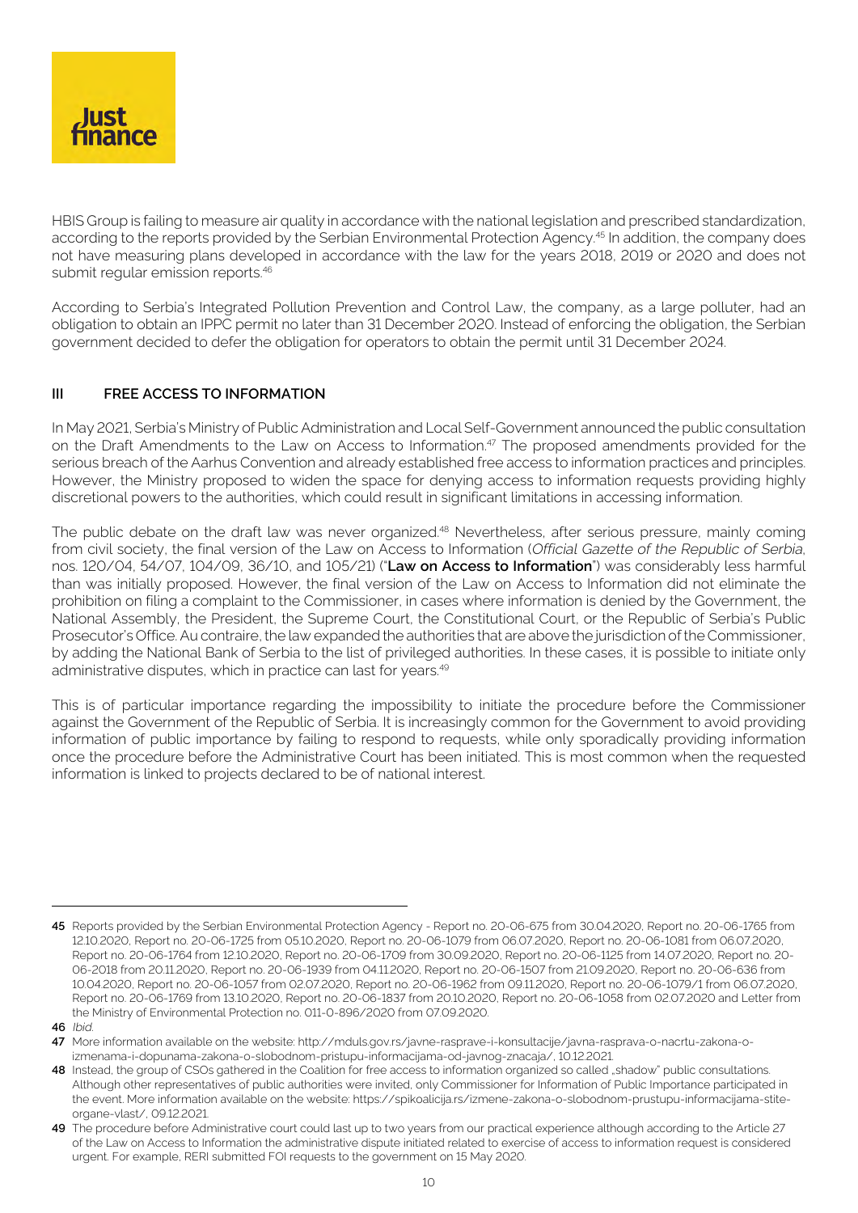HBIS Group is failing to measure air quality in accordance with the national legislation and prescribed standardization, according to the reports provided by the Serbian Environmental Protection Agency.[45] In addition, the company does not have measuring plans developed in accordance with the law for the years 2018, 2019 or 2020 and does not submit regular emission reports.[46]

According to Serbia's Integrated Pollution Prevention and Control Law, the company, as a large polluter, had an obligation to obtain an IPPC permit no later than 31 December 2020. Instead of enforcing the obligation, the Serbian government decided to defer the obligation for operators to obtain the permit until 31 December 2024.

## III FREE ACCESS TO INFORMATION

In May 2021, Serbia's Ministry of Public Administration and Local Self-Government announced the public consultation on the Draft Amendments to the Law on Access to Information.[47] The proposed amendments provided for the serious breach of the Aarhus Convention and already established free access to information practices and principles. However, the Ministry proposed to widen the space for denying access to information requests providing highly discretional powers to the authorities, which could result in significant limitations in accessing information.

The public debate on the draft law was never organized.[48] Nevertheless, after serious pressure, mainly coming from civil society, the final version of the Law on Access to Information (*Official Gazette of the Republic of Serbia*, nos. 120/04, 54/07, 104/09, 36/10, and 105/21) ("**Law on Access to Information**") was considerably less harmful than was initially proposed. However, the final version of the Law on Access to Information did not eliminate the prohibition on filing a complaint to the Commissioner, in cases where information is denied by the Government, the National Assembly, the President, the Supreme Court, the Constitutional Court, or the Republic of Serbia's Public Prosecutor's Office. Au contraire, the law expanded the authorities that are above the jurisdiction of the Commissioner, by adding the National Bank of Serbia to the list of privileged authorities. In these cases, it is possible to initiate only administrative disputes, which in practice can last for years.[49]

This is of particular importance regarding the impossibility to initiate the procedure before the Commissioner against the Government of the Republic of Serbia. It is increasingly common for the Government to avoid providing information of public importance by failing to respond to requests, while only sporadically providing information once the procedure before the Administrative Court has been initiated. This is most common when the requested information is linked to projects declared to be of national interest.

---

**45** Reports provided by the Serbian Environmental Protection Agency - Report no. 20-06-675 from 30.04.2020, Report no. 20-06-1765 from 12.10.2020, Report no. 20-06-1725 from 05.10.2020, Report no. 20-06-1079 from 06.07.2020, Report no. 20-06-1081 from 06.07.2020, Report no. 20-06-1764 from 12.10.2020, Report no. 20-06-1709 from 30.09.2020, Report no. 20-06-1125 from 14.07.2020, Report no. 20-06-2018 from 20.11.2020, Report no. 20-06-1939 from 04.11.2020, Report no. 20-06-1507 from 21.09.2020, Report no. 20-06-636 from 10.04.2020, Report no. 20-06-1057 from 02.07.2020, Report no. 20-06-1962 from 09.11.2020, Report no. 20-06-1079/1 from 06.07.2020, Report no. 20-06-1769 from 13.10.2020, Report no. 20-06-1837 from 20.10.2020, Report no. 20-06-1058 from 02.07.2020 and Letter from the Ministry of Environmental Protection no. 011-0-896/2020 from 07.09.2020.

**46** *Ibid.*

**47** More information available on the website: http://mduls.gov.rs/javne-rasprave-i-konsultacije/javna-rasprava-o-nacrtu-zakona-o-izmenama-i-dopunama-zakona-o-slobodnom-pristupu-informacijama-od-javnog-znacaja/, 10.12.2021.

**48** Instead, the group of CSOs gathered in the Coalition for free access to information organized so called „shadow" public consultations. Although other representatives of public authorities were invited, only Commissioner for Information of Public Importance participated in the event. More information available on the website: https://spikoalicija.rs/izmene-zakona-o-slobodnom-prustupu-informacijama-stite-organe-vlast/, 09.12.2021.

**49** The procedure before Administrative court could last up to two years from our practical experience although according to the Article 27 of the Law on Access to Information the administrative dispute initiated related to exercise of access to information request is considered urgent. For example, RERI submitted FOI requests to the government on 15 May 2020.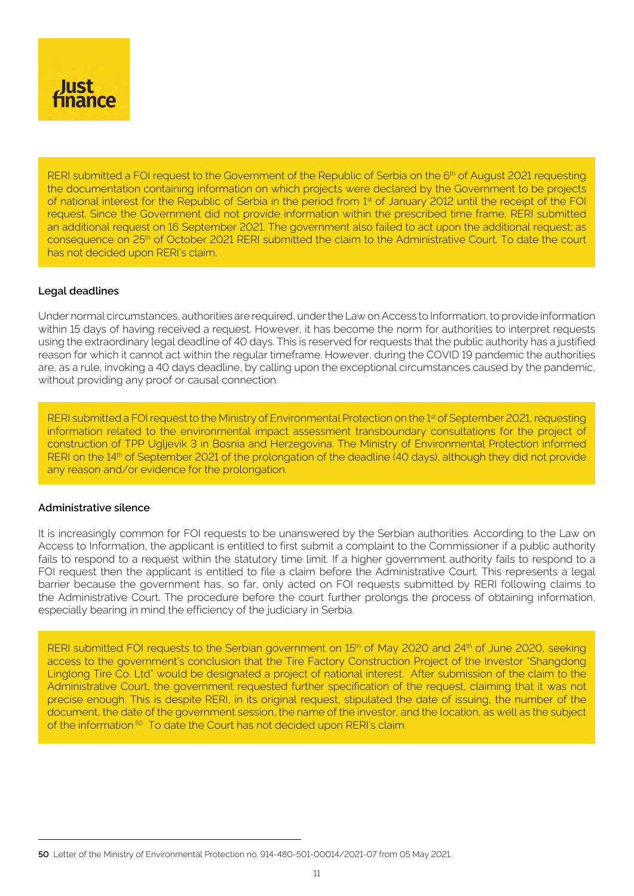RERI submitted a FOI request to the Government of the Republic of Serbia on the 6th of August 2021 requesting the documentation containing information on which projects were declared by the Government to be projects of national interest for the Republic of Serbia in the period from 1st of January 2012 until the receipt of the FOI request. Since the Government did not provide information within the prescribed time frame, RERI submitted an additional request on 16 September 2021. The government also failed to act upon the additional request; as consequence on 25th of October 2021 RERI submitted the claim to the Administrative Court. To date the court has not decided upon RERI's claim.

**Legal deadlines**

Under normal circumstances, authorities are required, under the Law on Access to Information, to provide information within 15 days of having received a request. However, it has become the norm for authorities to interpret requests using the extraordinary legal deadline of 40 days. This is reserved for requests that the public authority has a justified reason for which it cannot act within the regular timeframe. However, during the COVID 19 pandemic the authorities are, as a rule, invoking a 40 days deadline, by calling upon the exceptional circumstances caused by the pandemic, without providing any proof or causal connection.

RERI submitted a FOI request to the Ministry of Environmental Protection on the 1st of September 2021, requesting information related to the environmental impact assessment transboundary consultations for the project of construction of TPP Ugljevik 3 in Bosnia and Herzegovina. The Ministry of Environmental Protection informed RERI on the 14th of September 2021 of the prolongation of the deadline (40 days), although they did not provide any reason and/or evidence for the prolongation.

**Administrative silence**

It is increasingly common for FOI requests to be unanswered by the Serbian authorities. According to the Law on Access to Information, the applicant is entitled to first submit a complaint to the Commissioner if a public authority fails to respond to a request within the statutory time limit. If a higher government authority fails to respond to a FOI request then the applicant is entitled to file a claim before the Administrative Court. This represents a legal barrier because the government has, so far, only acted on FOI requests submitted by RERI following claims to the Administrative Court. The procedure before the court further prolongs the process of obtaining information, especially bearing in mind the efficiency of the judiciary in Serbia.

RERI submitted FOI requests to the Serbian government on 15th of May 2020 and 24th of June 2020, seeking access to the government's conclusion that the Tire Factory Construction Project of the Investor "Shangdong Linglong Tire Co. Ltd" would be designated a project of national interest. After submission of the claim to the Administrative Court, the government requested further specification of the request, claiming that it was not precise enough. This is despite RERI, in its original request, stipulated the date of issuing, the number of the document, the date of the government session, the name of the investor, and the location, as well as the subject of the information.[50] To date the Court has not decided upon RERI's claim.

---

[50] Letter of the Ministry of Environmental Protection no. 914-480-501-00014/2021-07 from 05 May 2021.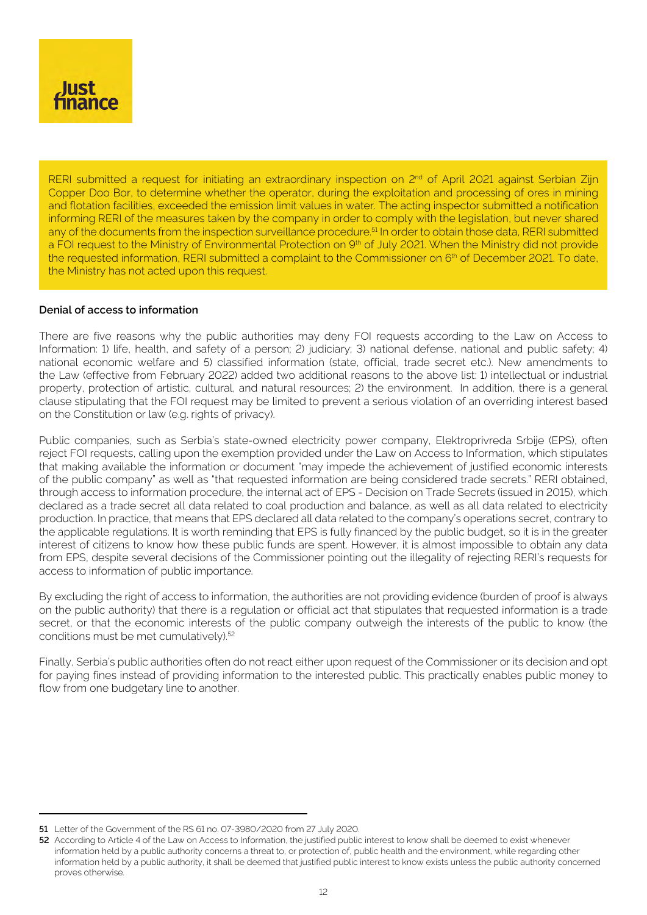RERI submitted a request for initiating an extraordinary inspection on 2nd of April 2021 against Serbian Zijn Copper Doo Bor, to determine whether the operator, during the exploitation and processing of ores in mining and flotation facilities, exceeded the emission limit values in water. The acting inspector submitted a notification informing RERI of the measures taken by the company in order to comply with the legislation, but never shared any of the documents from the inspection surveillance procedure.[51] In order to obtain those data, RERI submitted a FOI request to the Ministry of Environmental Protection on 9th of July 2021. When the Ministry did not provide the requested information, RERI submitted a complaint to the Commissioner on 6th of December 2021. To date, the Ministry has not acted upon this request.

**Denial of access to information**

There are five reasons why the public authorities may deny FOI requests according to the Law on Access to Information: 1) life, health, and safety of a person; 2) judiciary; 3) national defense, national and public safety; 4) national economic welfare and 5) classified information (state, official, trade secret etc.). New amendments to the Law (effective from February 2022) added two additional reasons to the above list: 1) intellectual or industrial property, protection of artistic, cultural, and natural resources; 2) the environment. In addition, there is a general clause stipulating that the FOI request may be limited to prevent a serious violation of an overriding interest based on the Constitution or law (e.g. rights of privacy).

Public companies, such as Serbia's state-owned electricity power company, Elektroprivreda Srbije (EPS), often reject FOI requests, calling upon the exemption provided under the Law on Access to Information, which stipulates that making available the information or document "may impede the achievement of justified economic interests of the public company" as well as "that requested information are being considered trade secrets." RERI obtained, through access to information procedure, the internal act of EPS - Decision on Trade Secrets (issued in 2015), which declared as a trade secret all data related to coal production and balance, as well as all data related to electricity production. In practice, that means that EPS declared all data related to the company's operations secret, contrary to the applicable regulations. It is worth reminding that EPS is fully financed by the public budget, so it is in the greater interest of citizens to know how these public funds are spent. However, it is almost impossible to obtain any data from EPS, despite several decisions of the Commissioner pointing out the illegality of rejecting RERI's requests for access to information of public importance.

By excluding the right of access to information, the authorities are not providing evidence (burden of proof is always on the public authority) that there is a regulation or official act that stipulates that requested information is a trade secret, or that the economic interests of the public company outweigh the interests of the public to know (the conditions must be met cumulatively).[52]

Finally, Serbia's public authorities often do not react either upon request of the Commissioner or its decision and opt for paying fines instead of providing information to the interested public. This practically enables public money to flow from one budgetary line to another.

---

**51** Letter of the Government of the RS 61 no. 07-3980/2020 from 27 July 2020.

**52** According to Article 4 of the Law on Access to Information, the justified public interest to know shall be deemed to exist whenever information held by a public authority concerns a threat to, or protection of, public health and the environment, while regarding other information held by a public authority, it shall be deemed that justified public interest to know exists unless the public authority concerned proves otherwise.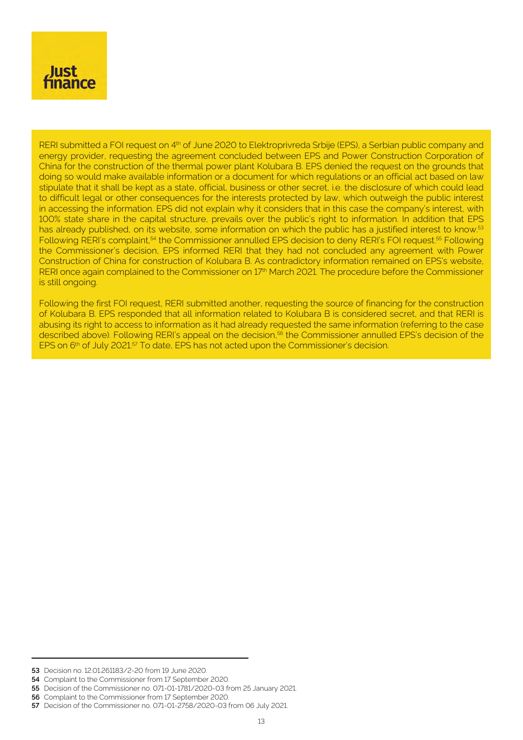RERI submitted a FOI request on 4th of June 2020 to Elektroprivreda Srbije (EPS), a Serbian public company and energy provider, requesting the agreement concluded between EPS and Power Construction Corporation of China for the construction of the thermal power plant Kolubara B. EPS denied the request on the grounds that doing so would make available information or a document for which regulations or an official act based on law stipulate that it shall be kept as a state, official, business or other secret, i.e. the disclosure of which could lead to difficult legal or other consequences for the interests protected by law, which outweigh the public interest in accessing the information. EPS did not explain why it considers that in this case the company's interest, with 100% state share in the capital structure, prevails over the public's right to information. In addition that EPS has already published, on its website, some information on which the public has a justified interest to know.[53] Following RERI's complaint,[54] the Commissioner annulled EPS decision to deny RERI's FOI request.[55] Following the Commissioner's decision, EPS informed RERI that they had not concluded any agreement with Power Construction of China for construction of Kolubara B. As contradictory information remained on EPS's website, RERI once again complained to the Commissioner on 17th March 2021. The procedure before the Commissioner is still ongoing.

Following the first FOI request, RERI submitted another, requesting the source of financing for the construction of Kolubara B. EPS responded that all information related to Kolubara B is considered secret, and that RERI is abusing its right to access to information as it had already requested the same information (referring to the case described above). Following RERI's appeal on the decision,[56] the Commissioner annulled EPS's decision of the EPS on 6th of July 2021.[57] To date, EPS has not acted upon the Commissioner's decision.

---

**53** Decision no. 12.01.261183/2-20 from 19 June 2020.

**54** Complaint to the Commissioner from 17 September 2020.

**55** Decision of the Commissioner no. 071-01-1781/2020-03 from 25 January 2021.

**56** Complaint to the Commissioner from 17 September 2020.

**57** Decision of the Commissioner no. 071-01-2758/2020-03 from 06 July 2021.